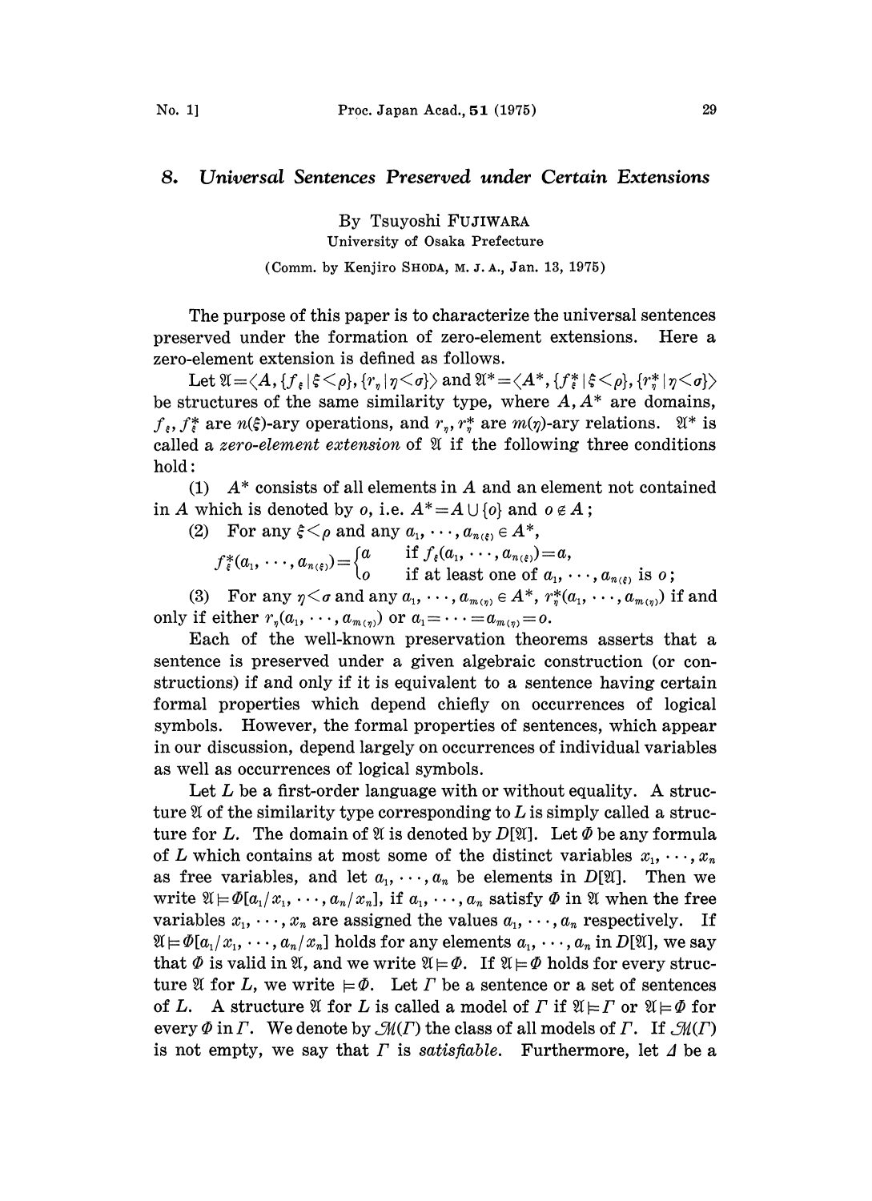# 8. *Universal Sentences Preserved under Certain Extensions*

By Tsuyoshi FUJIWARA

University of Osaka Prefecture

(Comm. by Kenjiro SHODA, M. J. A., Jan. 13, 1975)

The purpose of this paper is to characterize the universal sentences preserved under the formation of zero-element extensions. Here a zero-element extension is defined as follows.

Let $\mathfrak{A}=\langle A,\{f_\xi\mid\xi<\rho\},\{r_\eta\mid\eta<\sigma\}\rangle$ and $\mathfrak{A}^*=\langle A^*,\{f_\xi^*\mid\xi<\rho\},\{r_\eta^*\mid\eta<\sigma\}\rangle$ be structures of the same similarity type, where $A, A^*$ are domains, $f_\xi, f_\xi^*$ are $n(\xi)$-ary operations, and $r_\eta, r_\eta^*$ are $m(\eta)$-ary relations. $\mathfrak{A}^*$ is called a *zero-element extension* of $\mathfrak{A}$ if the following three conditions hold:

(1) $A^*$ consists of all elements in $A$ and an element not contained in $A$ which is denoted by $o$, i.e. $A^*=A\cup\{o\}$ and $o\notin A$;

(2) For any $\xi<\rho$ and any $a_1,\cdots,a_{n(\xi)}\in A^*$,

$$f_\xi^*(a_1,\cdots,a_{n(\xi)})=\begin{cases} a & \text{if } f_\xi(a_1,\cdots,a_{n(\xi)})=a,\\ o & \text{if at least one of } a_1,\cdots,a_{n(\xi)} \text{ is } o;\end{cases}$$

(3) For any $\eta<\sigma$ and any $a_1,\cdots,a_{m(\eta)}\in A^*$, $r_\eta^*(a_1,\cdots,a_{m(\eta)})$ if and only if either $r_\eta(a_1,\cdots,a_{m(\eta)})$ or $a_1=\cdots=a_{m(\eta)}=o$.

Each of the well-known preservation theorems asserts that a sentence is preserved under a given algebraic construction (or constructions) if and only if it is equivalent to a sentence having certain formal properties which depend chiefly on occurrences of logical symbols. However, the formal properties of sentences, which appear in our discussion, depend largely on occurrences of individual variables as well as occurrences of logical symbols.

Let $L$ be a first-order language with or without equality. A structure $\mathfrak{A}$ of the similarity type corresponding to $L$ is simply called a structure for $L$. The domain of $\mathfrak{A}$ is denoted by $D[\mathfrak{A}]$. Let $\Phi$ be any formula of $L$ which contains at most some of the distinct variables $x_1,\cdots,x_n$ as free variables, and let $a_1,\cdots,a_n$ be elements in $D[\mathfrak{A}]$. Then we write $\mathfrak{A}\models\Phi[a_1/x_1,\cdots,a_n/x_n]$, if $a_1,\cdots,a_n$ satisfy $\Phi$ in $\mathfrak{A}$ when the free variables $x_1,\cdots,x_n$ are assigned the values $a_1,\cdots,a_n$ respectively. If $\mathfrak{A}\models\Phi[a_1/x_1,\cdots,a_n/x_n]$ holds for any elements $a_1,\cdots,a_n$ in $D[\mathfrak{A}]$, we say that $\Phi$ is valid in $\mathfrak{A}$, and we write $\mathfrak{A}\models\Phi$. If $\mathfrak{A}\models\Phi$ holds for every structure $\mathfrak{A}$ for $L$, we write $\models\Phi$. Let $\Gamma$ be a sentence or a set of sentences of $L$. A structure $\mathfrak{A}$ for $L$ is called a model of $\Gamma$ if $\mathfrak{A}\models\Gamma$ or $\mathfrak{A}\models\Phi$ for every $\Phi$ in $\Gamma$. We denote by $\mathcal{M}(\Gamma)$ the class of all models of $\Gamma$. If $\mathcal{M}(\Gamma)$ is not empty, we say that $\Gamma$ is *satisfiable*. Furthermore, let $\Delta$ be a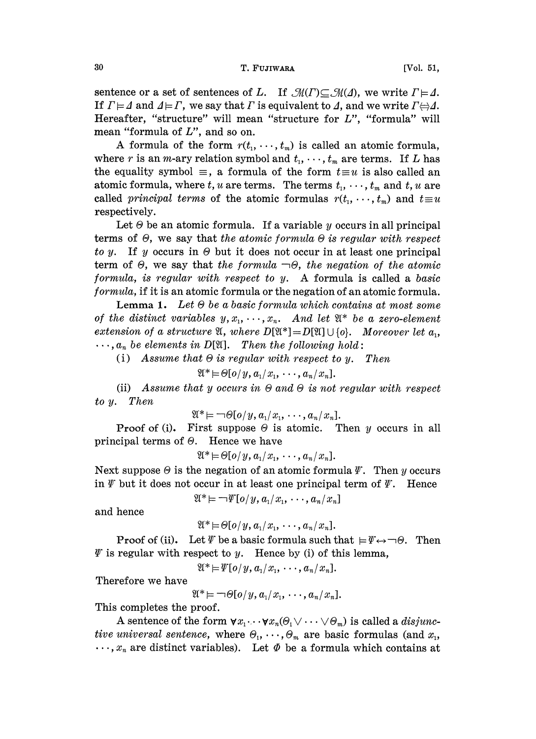sentence or a set of sentences of $L$. If $\mathcal{M}(\Gamma)\subseteq\mathcal{M}(\Delta)$, we write $\Gamma\models\Delta$. If $\Gamma\models\Delta$ and $\Delta\models\Gamma$, we say that $\Gamma$ is equivalent to $\Delta$, and we write $\Gamma\Leftrightarrow\Delta$. Hereafter, "structure" will mean "structure for $L$", "formula" will mean "formula of $L$", and so on.

A formula of the form $r(t_1, \cdots, t_m)$ is called an atomic formula, where $r$ is an $m$-ary relation symbol and $t_1, \cdots, t_m$ are terms. If $L$ has the equality symbol $\equiv$, a formula of the form $t\equiv u$ is also called an atomic formula, where $t, u$ are terms. The terms $t_1, \cdots, t_m$ and $t, u$ are called *principal terms* of the atomic formulas $r(t_1, \cdots, t_m)$ and $t\equiv u$ respectively.

Let $\Theta$ be an atomic formula. If a variable $y$ occurs in all principal terms of $\Theta$, we say that *the atomic formula $\Theta$ is regular with respect to $y$*. If $y$ occurs in $\Theta$ but it does not occur in at least one principal term of $\Theta$, we say that *the formula $\neg\Theta$, the negation of the atomic formula, is regular with respect to $y$*. A formula is called a *basic formula*, if it is an atomic formula or the negation of an atomic formula.

**Lemma 1.** *Let $\Theta$ be a basic formula which contains at most some of the distinct variables $y, x_1, \cdots, x_n$. And let $\mathfrak{A}^*$ be a zero-element extension of a structure $\mathfrak{A}$, where $D[\mathfrak{A}^*]=D[\mathfrak{A}]\cup\{o\}$. Moreover let $a_1, \cdots, a_n$ be elements in $D[\mathfrak{A}]$. Then the following hold:*

(i) *Assume that $\Theta$ is regular with respect to $y$. Then*

$$\mathfrak{A}^*\models\Theta[o/y, a_1/x_1, \cdots, a_n/x_n].$$

(ii) *Assume that $y$ occurs in $\Theta$ and $\Theta$ is not regular with respect to $y$. Then*

$$\mathfrak{A}^*\models\neg\Theta[o/y, a_1/x_1, \cdots, a_n/x_n].$$

**Proof of (i).** First suppose $\Theta$ is atomic. Then $y$ occurs in all principal terms of $\Theta$. Hence we have

$$\mathfrak{A}^*\models\Theta[o/y, a_1/x_1, \cdots, a_n/x_n].$$

Next suppose $\Theta$ is the negation of an atomic formula $\Psi$. Then $y$ occurs in $\Psi$ but it does not occur in at least one principal term of $\Psi$. Hence

$$\mathfrak{A}^*\models\neg\Psi[o/y, a_1/x_1, \cdots, a_n/x_n]$$

and hence

$$\mathfrak{A}^*\models\Theta[o/y, a_1/x_1, \cdots, a_n/x_n].$$

**Proof of (ii).** Let $\Psi$ be a basic formula such that $\models\Psi\leftrightarrow\neg\Theta$. Then $\Psi$ is regular with respect to $y$. Hence by (i) of this lemma,

$$\mathfrak{A}^*\models\Psi[o/y, a_1/x_1, \cdots, a_n/x_n].$$

Therefore we have

$$\mathfrak{A}^*\models\neg\Theta[o/y, a_1/x_1, \cdots, a_n/x_n].$$

This completes the proof.

A sentence of the form $\forall x_1\cdots\forall x_n(\Theta_1\vee\cdots\vee\Theta_m)$ is called a *disjunctive universal sentence*, where $\Theta_1, \cdots, \Theta_m$ are basic formulas (and $x_1, \cdots, x_n$ are distinct variables). Let $\Phi$ be a formula which contains at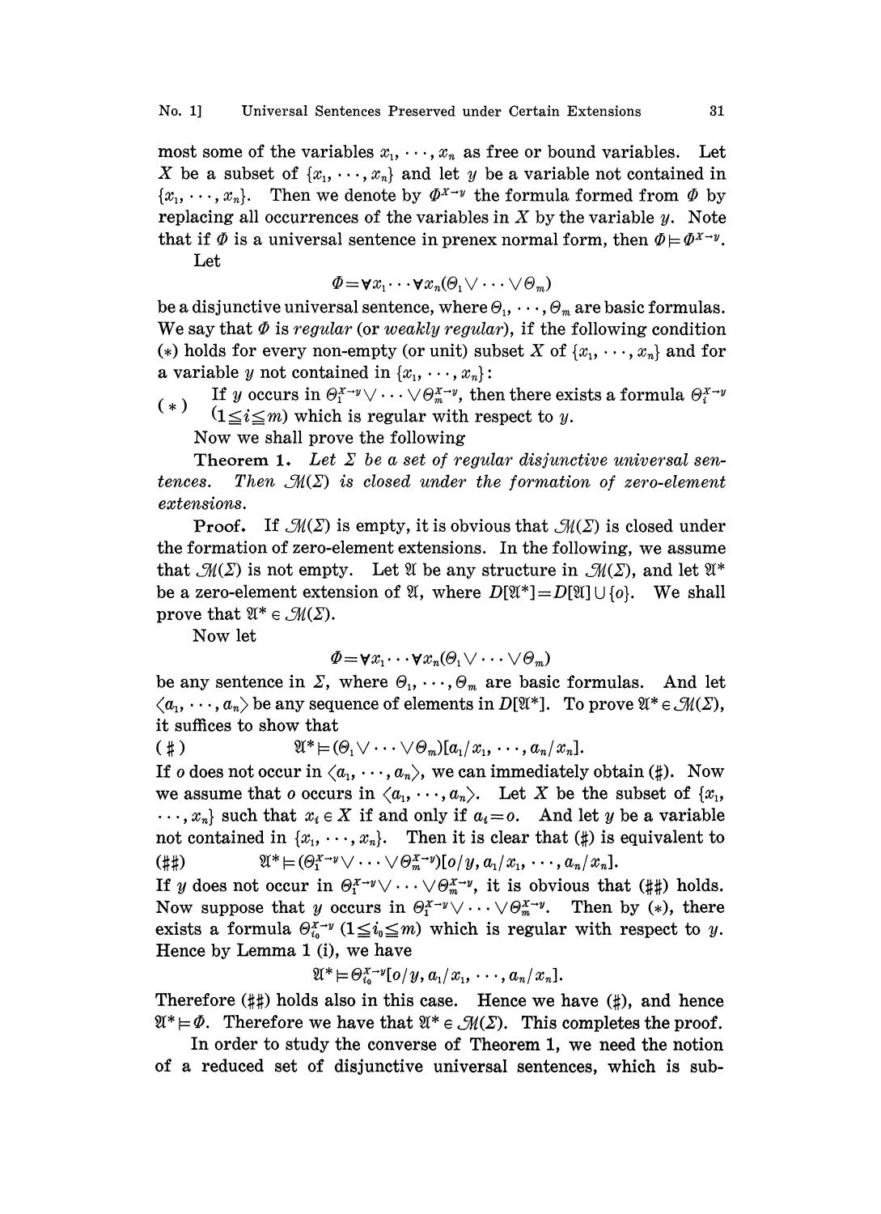most some of the variables $x_1, \cdots, x_n$ as free or bound variables. Let $X$ be a subset of $\{x_1, \cdots, x_n\}$ and let $y$ be a variable not contained in $\{x_1, \cdots, x_n\}$. Then we denote by $\Phi^{X \to y}$ the formula formed from $\Phi$ by replacing all occurrences of the variables in $X$ by the variable $y$. Note that if $\Phi$ is a universal sentence in prenex normal form, then $\Phi \models \Phi^{X \to y}$.

Let

$$\Phi = \forall x_1 \cdots \forall x_n (\Theta_1 \vee \cdots \vee \Theta_m)$$

be a disjunctive universal sentence, where $\Theta_1, \cdots, \Theta_m$ are basic formulas. We say that $\Phi$ is *regular* (or *weakly regular*), if the following condition $(*)$ holds for every non-empty (or unit) subset $X$ of $\{x_1, \cdots, x_n\}$ and for a variable $y$ not contained in $\{x_1, \cdots, x_n\}$:

$(*)$ If $y$ occurs in $\Theta_1^{X \to y} \vee \cdots \vee \Theta_m^{X \to y}$, then there exists a formula $\Theta_i^{X \to y}$ $(1 \leqq i \leqq m)$ which is regular with respect to $y$.

Now we shall prove the following

**Theorem 1.** *Let $\Sigma$ be a set of regular disjunctive universal sentences. Then $\mathcal{M}(\Sigma)$ is closed under the formation of zero-element extensions.*

**Proof.** If $\mathcal{M}(\Sigma)$ is empty, it is obvious that $\mathcal{M}(\Sigma)$ is closed under the formation of zero-element extensions. In the following, we assume that $\mathcal{M}(\Sigma)$ is not empty. Let $\mathfrak{A}$ be any structure in $\mathcal{M}(\Sigma)$, and let $\mathfrak{A}^*$ be a zero-element extension of $\mathfrak{A}$, where $D[\mathfrak{A}^*] = D[\mathfrak{A}] \cup \{o\}$. We shall prove that $\mathfrak{A}^* \in \mathcal{M}(\Sigma)$.

Now let

$$\Phi = \forall x_1 \cdots \forall x_n (\Theta_1 \vee \cdots \vee \Theta_m)$$

be any sentence in $\Sigma$, where $\Theta_1, \cdots, \Theta_m$ are basic formulas. And let $\langle a_1, \cdots, a_n \rangle$ be any sequence of elements in $D[\mathfrak{A}^*]$. To prove $\mathfrak{A}^* \in \mathcal{M}(\Sigma)$, it suffices to show that

$$(\sharp) \qquad \mathfrak{A}^* \models (\Theta_1 \vee \cdots \vee \Theta_m)[a_1/x_1, \cdots, a_n/x_n].$$

If $o$ does not occur in $\langle a_1, \cdots, a_n \rangle$, we can immediately obtain $(\sharp)$. Now we assume that $o$ occurs in $\langle a_1, \cdots, a_n \rangle$. Let $X$ be the subset of $\{x_1, \cdots, x_n\}$ such that $x_i \in X$ if and only if $a_i = o$. And let $y$ be a variable not contained in $\{x_1, \cdots, x_n\}$. Then it is clear that $(\sharp)$ is equivalent to

$$(\sharp\sharp) \qquad \mathfrak{A}^* \models (\Theta_1^{X \to y} \vee \cdots \vee \Theta_m^{X \to y})[o/y, a_1/x_1, \cdots, a_n/x_n].$$

If $y$ does not occur in $\Theta_1^{X \to y} \vee \cdots \vee \Theta_m^{X \to y}$, it is obvious that $(\sharp\sharp)$ holds. Now suppose that $y$ occurs in $\Theta_1^{X \to y} \vee \cdots \vee \Theta_m^{X \to y}$. Then by $(*)$, there exists a formula $\Theta_{i_0}^{X \to y}$ $(1 \leqq i_0 \leqq m)$ which is regular with respect to $y$. Hence by Lemma 1 (i), we have

$$\mathfrak{A}^* \models \Theta_{i_0}^{X \to y}[o/y, a_1/x_1, \cdots, a_n/x_n].$$

Therefore $(\sharp\sharp)$ holds also in this case. Hence we have $(\sharp)$, and hence $\mathfrak{A}^* \models \Phi$. Therefore we have that $\mathfrak{A}^* \in \mathcal{M}(\Sigma)$. This completes the proof.

In order to study the converse of Theorem 1, we need the notion of a reduced set of disjunctive universal sentences, which is sub-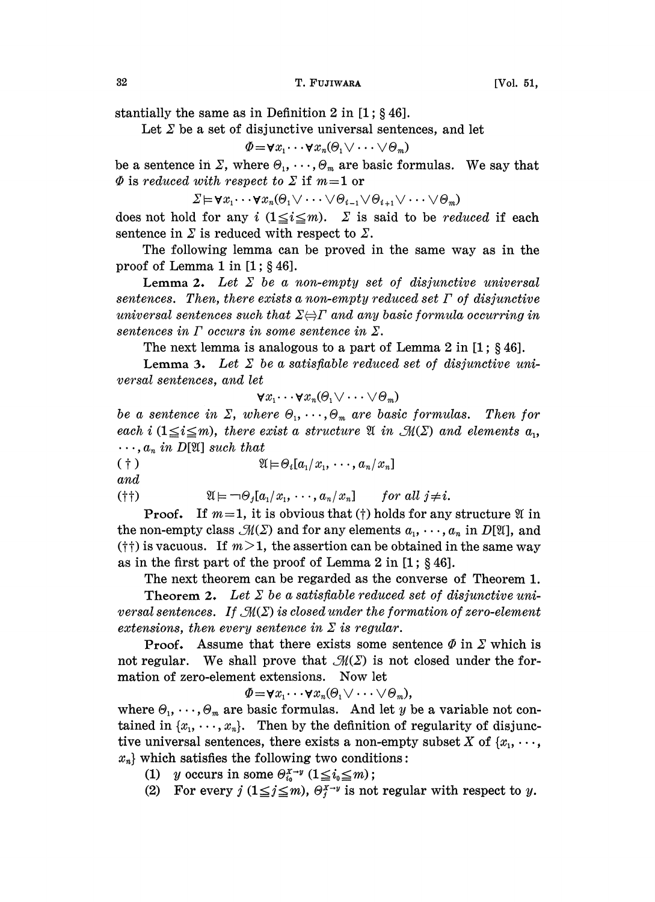stantially the same as in Definition 2 in [1; § 46].

Let $\Sigma$ be a set of disjunctive universal sentences, and let

$$\Phi = \forall x_1 \cdots \forall x_n (\Theta_1 \vee \cdots \vee \Theta_m)$$

be a sentence in $\Sigma$, where $\Theta_1, \cdots, \Theta_m$ are basic formulas. We say that $\Phi$ is *reduced with respect to* $\Sigma$ if $m=1$ or

$$\Sigma \models \forall x_1 \cdots \forall x_n (\Theta_1 \vee \cdots \vee \Theta_{i-1} \vee \Theta_{i+1} \vee \cdots \vee \Theta_m)$$

does not hold for any $i$ $(1 \leqq i \leqq m)$. $\Sigma$ is said to be *reduced* if each sentence in $\Sigma$ is reduced with respect to $\Sigma$.

The following lemma can be proved in the same way as in the proof of Lemma 1 in [1; § 46].

**Lemma 2.** *Let $\Sigma$ be a non-empty set of disjunctive universal sentences. Then, there exists a non-empty reduced set $\Gamma$ of disjunctive universal sentences such that $\Sigma \Leftrightarrow \Gamma$ and any basic formula occurring in sentences in $\Gamma$ occurs in some sentence in $\Sigma$.*

The next lemma is analogous to a part of Lemma 2 in [1; § 46].

**Lemma 3.** *Let $\Sigma$ be a satisfiable reduced set of disjunctive universal sentences, and let*

$$\forall x_1 \cdots \forall x_n (\Theta_1 \vee \cdots \vee \Theta_m)$$

*be a sentence in $\Sigma$, where $\Theta_1, \cdots, \Theta_m$ are basic formulas. Then for each $i$ $(1 \leqq i \leqq m)$, there exist a structure $\mathfrak{A}$ in $\mathcal{M}(\Sigma)$ and elements $a_1, \cdots, a_n$ in $D[\mathfrak{A}]$ such that*

$$(\dagger) \qquad \mathfrak{A} \models \Theta_i[a_1/x_1, \cdots, a_n/x_n]$$

*and*

$$(\dagger\dagger) \qquad \mathfrak{A} \models \neg\Theta_j[a_1/x_1, \cdots, a_n/x_n] \qquad \textit{for all } j \neq i.$$

**Proof.** If $m=1$, it is obvious that $(\dagger)$ holds for any structure $\mathfrak{A}$ in the non-empty class $\mathcal{M}(\Sigma)$ and for any elements $a_1, \cdots, a_n$ in $D[\mathfrak{A}]$, and $(\dagger\dagger)$ is vacuous. If $m>1$, the assertion can be obtained in the same way as in the first part of the proof of Lemma 2 in [1; § 46].

The next theorem can be regarded as the converse of Theorem 1.

**Theorem 2.** *Let $\Sigma$ be a satisfiable reduced set of disjunctive universal sentences. If $\mathcal{M}(\Sigma)$ is closed under the formation of zero-element extensions, then every sentence in $\Sigma$ is regular.*

**Proof.** Assume that there exists some sentence $\Phi$ in $\Sigma$ which is not regular. We shall prove that $\mathcal{M}(\Sigma)$ is not closed under the formation of zero-element extensions. Now let

$$\Phi = \forall x_1 \cdots \forall x_n (\Theta_1 \vee \cdots \vee \Theta_m),$$

where $\Theta_1, \cdots, \Theta_m$ are basic formulas. And let $y$ be a variable not contained in $\{x_1, \cdots, x_n\}$. Then by the definition of regularity of disjunctive universal sentences, there exists a non-empty subset $X$ of $\{x_1, \cdots, x_n\}$ which satisfies the following two conditions:

(1) $y$ occurs in some $\Theta_{i_0}^{X \to y}$ $(1 \leqq i_0 \leqq m)$;

(2) For every $j$ $(1 \leqq j \leqq m)$, $\Theta_j^{X \to y}$ is not regular with respect to $y$.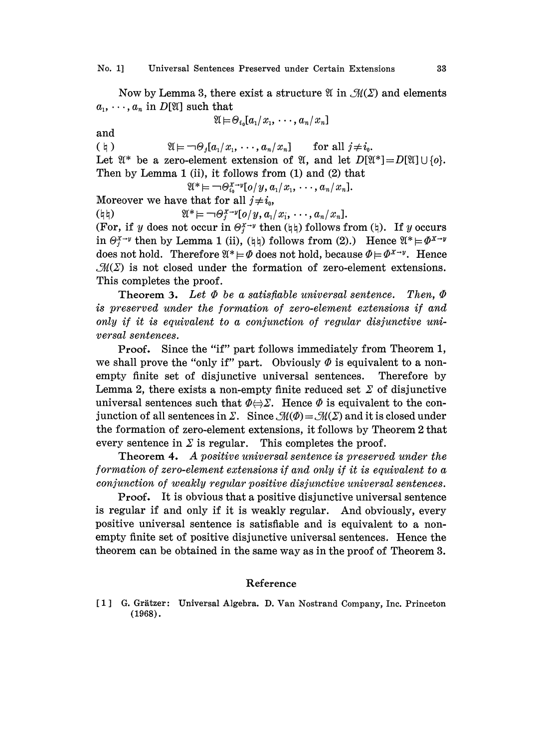Now by Lemma 3, there exist a structure $\mathfrak{A}$ in $\mathcal{M}(\Sigma)$ and elements $a_1, \cdots, a_n$ in $D[\mathfrak{A}]$ such that

$$\mathfrak{A} \models \Theta_{i_0}[a_1/x_1, \cdots, a_n/x_n]$$

and

$$(\natural) \qquad \mathfrak{A} \models \neg\Theta_j[a_1/x_1, \cdots, a_n/x_n] \qquad \text{for all } j \neq i_0.$$

Let $\mathfrak{A}^*$ be a zero-element extension of $\mathfrak{A}$, and let $D[\mathfrak{A}^*] = D[\mathfrak{A}] \cup \{o\}$. Then by Lemma 1 (ii), it follows from (1) and (2) that

$$\mathfrak{A}^* \models \neg\Theta_{i_0}^{x\to y}[o/y, a_1/x_1, \cdots, a_n/x_n].$$

Moreover we have that for all $j \neq i_0$,

$$(\natural\natural) \qquad \mathfrak{A}^* \models \neg\Theta_j^{x\to y}[o/y, a_1/x_1, \cdots, a_n/x_n].$$

(For, if $y$ does not occur in $\Theta_j^{x\to y}$ then $(\natural\natural)$ follows from $(\natural)$. If $y$ occurs in $\Theta_j^{x\to y}$ then by Lemma 1 (ii), $(\natural\natural)$ follows from (2).) Hence $\mathfrak{A}^* \models \Phi^{x\to y}$ does not hold. Therefore $\mathfrak{A}^* \models \Phi$ does not hold, because $\Phi \models \Phi^{x\to y}$. Hence $\mathcal{M}(\Sigma)$ is not closed under the formation of zero-element extensions. This completes the proof.

**Theorem 3.** *Let $\Phi$ be a satisfiable universal sentence. Then, $\Phi$ is preserved under the formation of zero-element extensions if and only if it is equivalent to a conjunction of regular disjunctive universal sentences.*

**Proof.** Since the "if" part follows immediately from Theorem 1, we shall prove the "only if" part. Obviously $\Phi$ is equivalent to a non-empty finite set of disjunctive universal sentences. Therefore by Lemma 2, there exists a non-empty finite reduced set $\Sigma$ of disjunctive universal sentences such that $\Phi \Leftrightarrow \Sigma$. Hence $\Phi$ is equivalent to the conjunction of all sentences in $\Sigma$. Since $\mathcal{M}(\Phi) = \mathcal{M}(\Sigma)$ and it is closed under the formation of zero-element extensions, it follows by Theorem 2 that every sentence in $\Sigma$ is regular. This completes the proof.

**Theorem 4.** *A positive universal sentence is preserved under the formation of zero-element extensions if and only if it is equivalent to a conjunction of weakly regular positive disjunctive universal sentences.*

**Proof.** It is obvious that a positive disjunctive universal sentence is regular if and only if it is weakly regular. And obviously, every positive universal sentence is satisfiable and is equivalent to a non-empty finite set of positive disjunctive universal sentences. Hence the theorem can be obtained in the same way as in the proof of Theorem 3.

## Reference

[1] G. Grätzer: Universal Algebra. D. Van Nostrand Company, Inc. Princeton (1968).